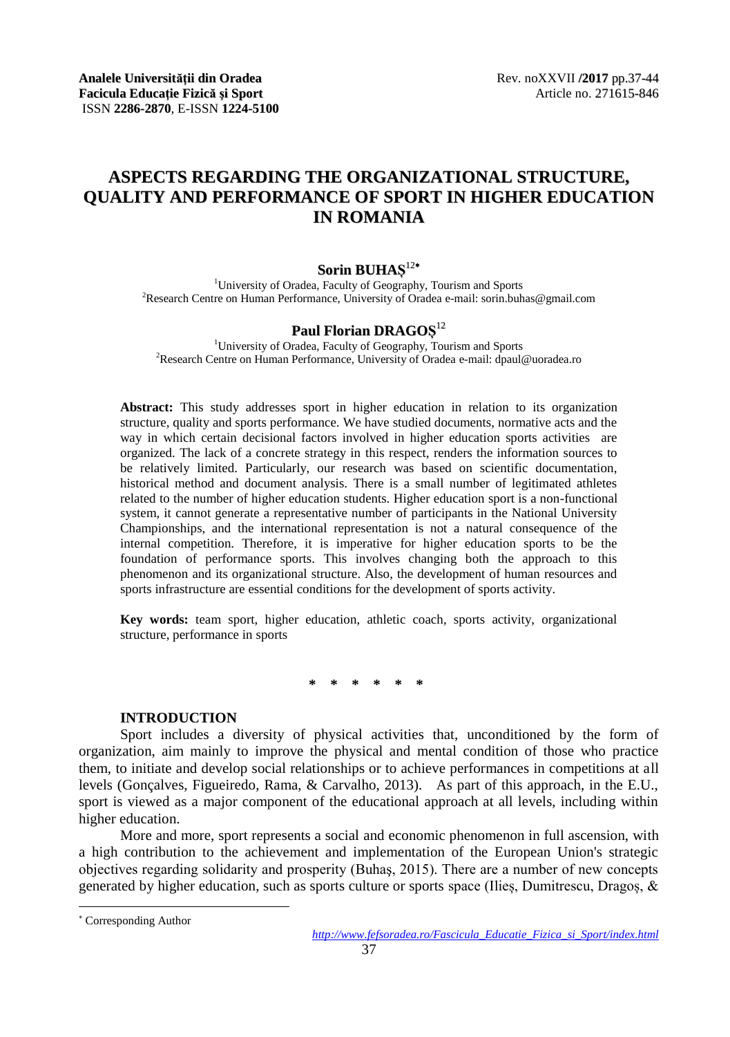# ASPECTS REGARDING THE ORGANIZATIONAL STRUCTURE, QUALITY AND PERFORMANCE OF SPORT IN HIGHER EDUCATION IN ROMANIA

**Sorin BUHAȘ**[1,2*]

[1]University of Oradea, Faculty of Geography, Tourism and Sports
[2]Research Centre on Human Performance, University of Oradea e-mail: sorin.buhas@gmail.com

**Paul Florian DRAGOȘ**[1,2]

[1]University of Oradea, Faculty of Geography, Tourism and Sports
[2]Research Centre on Human Performance, University of Oradea e-mail: dpaul@uoradea.ro

**Abstract:** This study addresses sport in higher education in relation to its organization structure, quality and sports performance. We have studied documents, normative acts and the way in which certain decisional factors involved in higher education sports activities are organized. The lack of a concrete strategy in this respect, renders the information sources to be relatively limited. Particularly, our research was based on scientific documentation, historical method and document analysis. There is a small number of legitimated athletes related to the number of higher education students. Higher education sport is a non-functional system, it cannot generate a representative number of participants in the National University Championships, and the international representation is not a natural consequence of the internal competition. Therefore, it is imperative for higher education sports to be the foundation of performance sports. This involves changing both the approach to this phenomenon and its organizational structure. Also, the development of human resources and sports infrastructure are essential conditions for the development of sports activity.

**Key words:** team sport, higher education, athletic coach, sports activity, organizational structure, performance in sports

\* \* \* \* \* \*

## INTRODUCTION

Sport includes a diversity of physical activities that, unconditioned by the form of organization, aim mainly to improve the physical and mental condition of those who practice them, to initiate and develop social relationships or to achieve performances in competitions at all levels (Gonçalves, Figueiredo, Rama, & Carvalho, 2013). As part of this approach, in the E.U., sport is viewed as a major component of the educational approach at all levels, including within higher education.

More and more, sport represents a social and economic phenomenon in full ascension, with a high contribution to the achievement and implementation of the European Union's strategic objectives regarding solidarity and prosperity (Buhaș, 2015). There are a number of new concepts generated by higher education, such as sports culture or sports space (Ilieș, Dumitrescu, Dragoș, &

---

\* Corresponding Author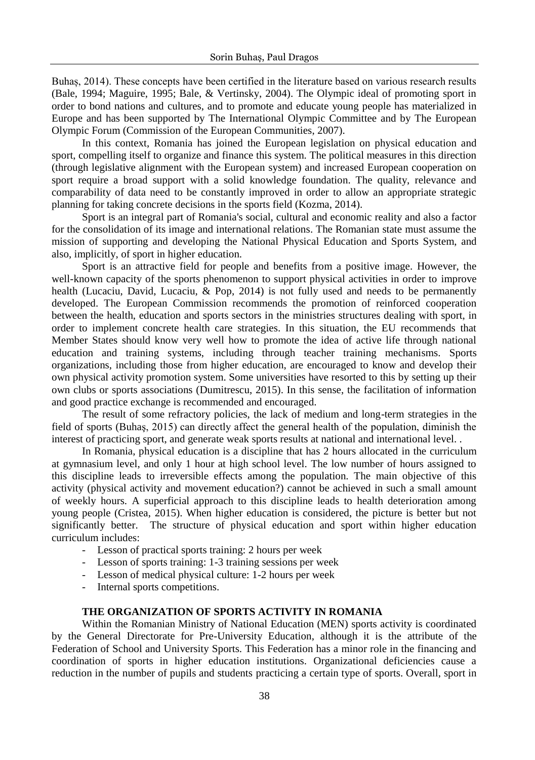Buhaș, 2014). These concepts have been certified in the literature based on various research results (Bale, 1994; Maguire, 1995; Bale, & Vertinsky, 2004). The Olympic ideal of promoting sport in order to bond nations and cultures, and to promote and educate young people has materialized in Europe and has been supported by The International Olympic Committee and by The European Olympic Forum (Commission of the European Communities, 2007).

In this context, Romania has joined the European legislation on physical education and sport, compelling itself to organize and finance this system. The political measures in this direction (through legislative alignment with the European system) and increased European cooperation on sport require a broad support with a solid knowledge foundation. The quality, relevance and comparability of data need to be constantly improved in order to allow an appropriate strategic planning for taking concrete decisions in the sports field (Kozma, 2014).

Sport is an integral part of Romania's social, cultural and economic reality and also a factor for the consolidation of its image and international relations. The Romanian state must assume the mission of supporting and developing the National Physical Education and Sports System, and also, implicitly, of sport in higher education.

Sport is an attractive field for people and benefits from a positive image. However, the well-known capacity of the sports phenomenon to support physical activities in order to improve health (Lucaciu, David, Lucaciu, & Pop, 2014) is not fully used and needs to be permanently developed. The European Commission recommends the promotion of reinforced cooperation between the health, education and sports sectors in the ministries structures dealing with sport, in order to implement concrete health care strategies. In this situation, the EU recommends that Member States should know very well how to promote the idea of active life through national education and training systems, including through teacher training mechanisms. Sports organizations, including those from higher education, are encouraged to know and develop their own physical activity promotion system. Some universities have resorted to this by setting up their own clubs or sports associations (Dumitrescu, 2015). In this sense, the facilitation of information and good practice exchange is recommended and encouraged.

The result of some refractory policies, the lack of medium and long-term strategies in the field of sports (Buhaș, 2015) can directly affect the general health of the population, diminish the interest of practicing sport, and generate weak sports results at national and international level. .

In Romania, physical education is a discipline that has 2 hours allocated in the curriculum at gymnasium level, and only 1 hour at high school level. The low number of hours assigned to this discipline leads to irreversible effects among the population. The main objective of this activity (physical activity and movement education?) cannot be achieved in such a small amount of weekly hours. A superficial approach to this discipline leads to health deterioration among young people (Cristea, 2015). When higher education is considered, the picture is better but not significantly better. The structure of physical education and sport within higher education curriculum includes:

- Lesson of practical sports training: 2 hours per week
- Lesson of sports training: 1-3 training sessions per week
- Lesson of medical physical culture: 1-2 hours per week
- Internal sports competitions.

## THE ORGANIZATION OF SPORTS ACTIVITY IN ROMANIA

Within the Romanian Ministry of National Education (MEN) sports activity is coordinated by the General Directorate for Pre-University Education, although it is the attribute of the Federation of School and University Sports. This Federation has a minor role in the financing and coordination of sports in higher education institutions. Organizational deficiencies cause a reduction in the number of pupils and students practicing a certain type of sports. Overall, sport in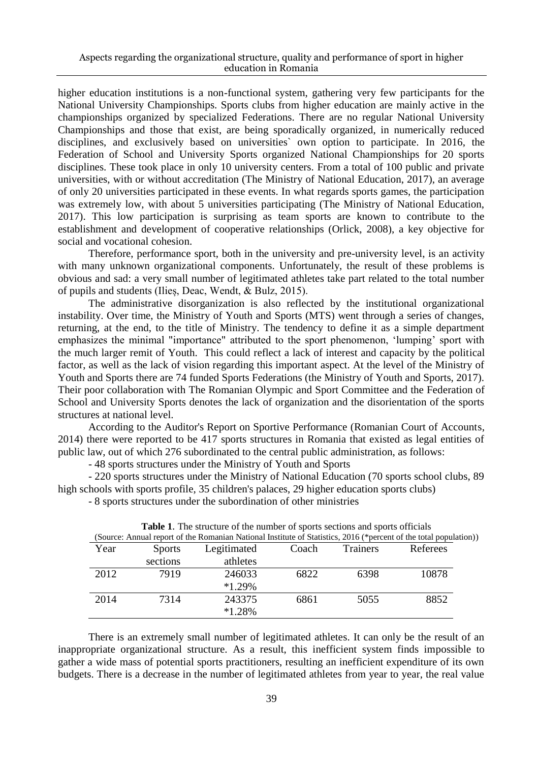higher education institutions is a non-functional system, gathering very few participants for the National University Championships. Sports clubs from higher education are mainly active in the championships organized by specialized Federations. There are no regular National University Championships and those that exist, are being sporadically organized, in numerically reduced disciplines, and exclusively based on universities` own option to participate. In 2016, the Federation of School and University Sports organized National Championships for 20 sports disciplines. These took place in only 10 university centers. From a total of 100 public and private universities, with or without accreditation (The Ministry of National Education, 2017), an average of only 20 universities participated in these events. In what regards sports games, the participation was extremely low, with about 5 universities participating (The Ministry of National Education, 2017). This low participation is surprising as team sports are known to contribute to the establishment and development of cooperative relationships (Orlick, 2008), a key objective for social and vocational cohesion.

Therefore, performance sport, both in the university and pre-university level, is an activity with many unknown organizational components. Unfortunately, the result of these problems is obvious and sad: a very small number of legitimated athletes take part related to the total number of pupils and students (Ilieș, Deac, Wendt, & Bulz, 2015).

The administrative disorganization is also reflected by the institutional organizational instability. Over time, the Ministry of Youth and Sports (MTS) went through a series of changes, returning, at the end, to the title of Ministry. The tendency to define it as a simple department emphasizes the minimal "importance" attributed to the sport phenomenon, 'lumping' sport with the much larger remit of Youth. This could reflect a lack of interest and capacity by the political factor, as well as the lack of vision regarding this important aspect. At the level of the Ministry of Youth and Sports there are 74 funded Sports Federations (the Ministry of Youth and Sports, 2017). Their poor collaboration with The Romanian Olympic and Sport Committee and the Federation of School and University Sports denotes the lack of organization and the disorientation of the sports structures at national level.

According to the Auditor's Report on Sportive Performance (Romanian Court of Accounts, 2014) there were reported to be 417 sports structures in Romania that existed as legal entities of public law, out of which 276 subordinated to the central public administration, as follows:

- 48 sports structures under the Ministry of Youth and Sports
- 220 sports structures under the Ministry of National Education (70 sports school clubs, 89 high schools with sports profile, 35 children's palaces, 29 higher education sports clubs)
- 8 sports structures under the subordination of other ministries

**Table 1**. The structure of the number of sports sections and sports officials
(Source: Annual report of the Romanian National Institute of Statistics, 2016 (*percent of the total population))

| Year | Sports sections | Legitimated athletes | Coach | Trainers | Referees |
|---|---|---|---|---|---|
| 2012 | 7919 | 246033 *1.29% | 6822 | 6398 | 10878 |
| 2014 | 7314 | 243375 *1.28% | 6861 | 5055 | 8852 |

There is an extremely small number of legitimated athletes. It can only be the result of an inappropriate organizational structure. As a result, this inefficient system finds impossible to gather a wide mass of potential sports practitioners, resulting an inefficient expenditure of its own budgets. There is a decrease in the number of legitimated athletes from year to year, the real value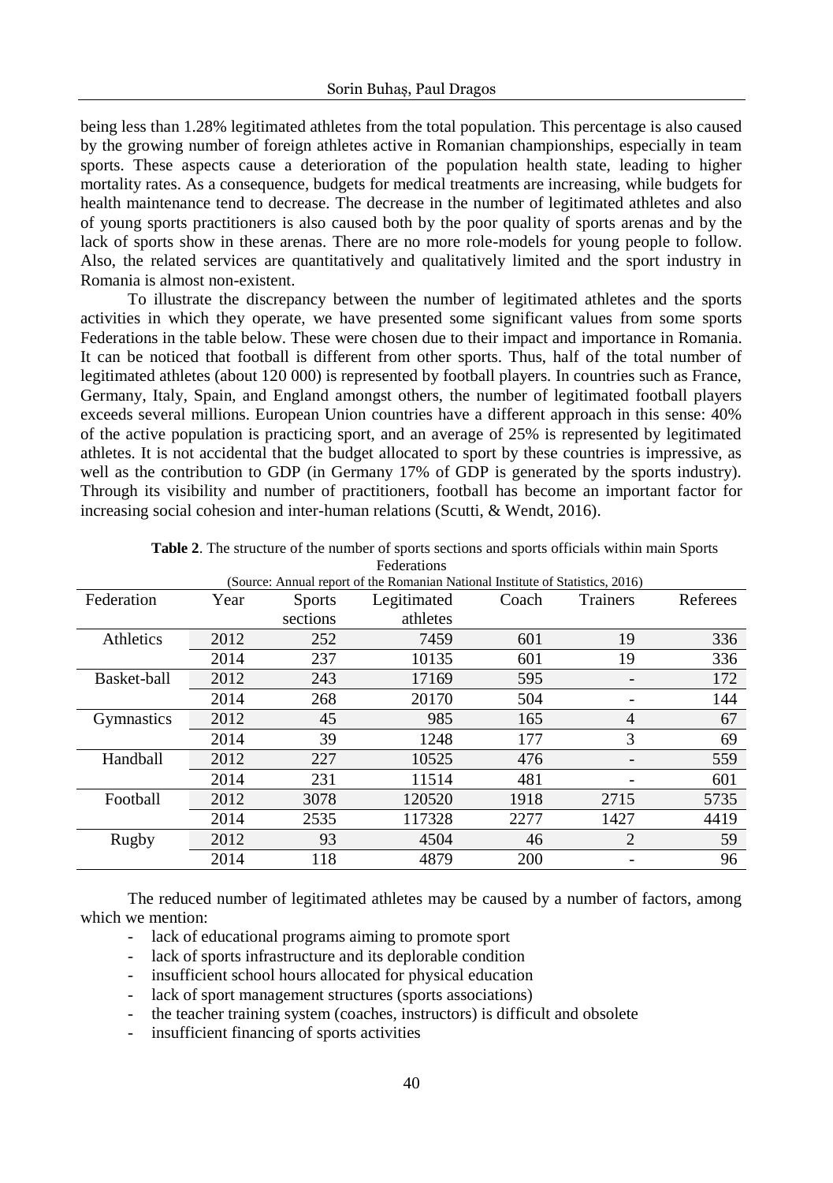being less than 1.28% legitimated athletes from the total population. This percentage is also caused by the growing number of foreign athletes active in Romanian championships, especially in team sports. These aspects cause a deterioration of the population health state, leading to higher mortality rates. As a consequence, budgets for medical treatments are increasing, while budgets for health maintenance tend to decrease. The decrease in the number of legitimated athletes and also of young sports practitioners is also caused both by the poor quality of sports arenas and by the lack of sports show in these arenas. There are no more role-models for young people to follow. Also, the related services are quantitatively and qualitatively limited and the sport industry in Romania is almost non-existent.

To illustrate the discrepancy between the number of legitimated athletes and the sports activities in which they operate, we have presented some significant values from some sports Federations in the table below. These were chosen due to their impact and importance in Romania. It can be noticed that football is different from other sports. Thus, half of the total number of legitimated athletes (about 120 000) is represented by football players. In countries such as France, Germany, Italy, Spain, and England amongst others, the number of legitimated football players exceeds several millions. European Union countries have a different approach in this sense: 40% of the active population is practicing sport, and an average of 25% is represented by legitimated athletes. It is not accidental that the budget allocated to sport by these countries is impressive, as well as the contribution to GDP (in Germany 17% of GDP is generated by the sports industry). Through its visibility and number of practitioners, football has become an important factor for increasing social cohesion and inter-human relations (Scutti, & Wendt, 2016).

**Table 2**. The structure of the number of sports sections and sports officials within main Sports Federations

(Source: Annual report of the Romanian National Institute of Statistics, 2016)

| Federation | Year | Sports sections | Legitimated athletes | Coach | Trainers | Referees |
|---|---|---|---|---|---|---|
| Athletics | 2012 | 252 | 7459 | 601 | 19 | 336 |
| | 2014 | 237 | 10135 | 601 | 19 | 336 |
| Basket-ball | 2012 | 243 | 17169 | 595 | - | 172 |
| | 2014 | 268 | 20170 | 504 | - | 144 |
| Gymnastics | 2012 | 45 | 985 | 165 | 4 | 67 |
| | 2014 | 39 | 1248 | 177 | 3 | 69 |
| Handball | 2012 | 227 | 10525 | 476 | - | 559 |
| | 2014 | 231 | 11514 | 481 | - | 601 |
| Football | 2012 | 3078 | 120520 | 1918 | 2715 | 5735 |
| | 2014 | 2535 | 117328 | 2277 | 1427 | 4419 |
| Rugby | 2012 | 93 | 4504 | 46 | 2 | 59 |
| | 2014 | 118 | 4879 | 200 | - | 96 |

The reduced number of legitimated athletes may be caused by a number of factors, among which we mention:

- lack of educational programs aiming to promote sport
- lack of sports infrastructure and its deplorable condition
- insufficient school hours allocated for physical education
- lack of sport management structures (sports associations)
- the teacher training system (coaches, instructors) is difficult and obsolete
- insufficient financing of sports activities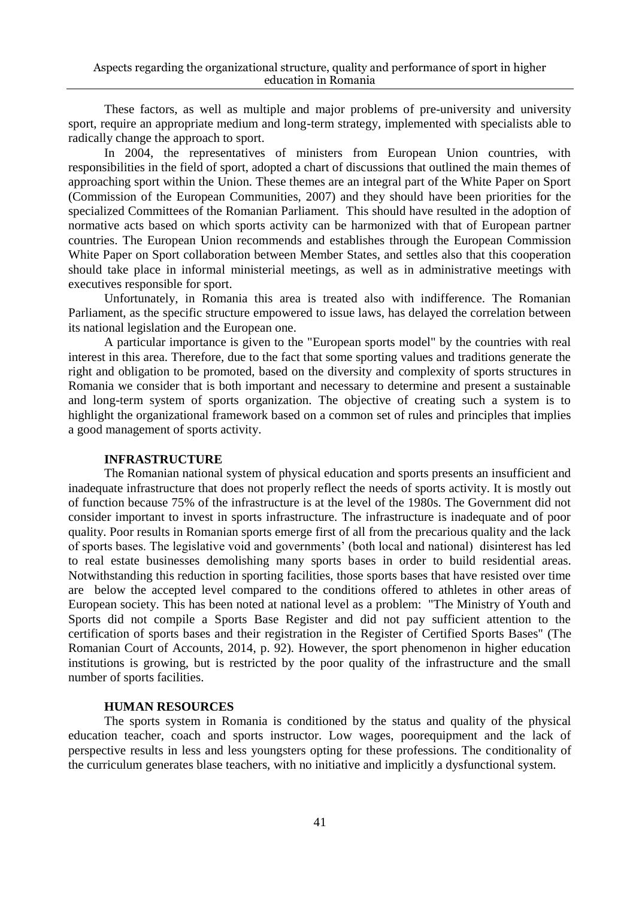These factors, as well as multiple and major problems of pre-university and university sport, require an appropriate medium and long-term strategy, implemented with specialists able to radically change the approach to sport.

In 2004, the representatives of ministers from European Union countries, with responsibilities in the field of sport, adopted a chart of discussions that outlined the main themes of approaching sport within the Union. These themes are an integral part of the White Paper on Sport (Commission of the European Communities, 2007) and they should have been priorities for the specialized Committees of the Romanian Parliament. This should have resulted in the adoption of normative acts based on which sports activity can be harmonized with that of European partner countries. The European Union recommends and establishes through the European Commission White Paper on Sport collaboration between Member States, and settles also that this cooperation should take place in informal ministerial meetings, as well as in administrative meetings with executives responsible for sport.

Unfortunately, in Romania this area is treated also with indifference. The Romanian Parliament, as the specific structure empowered to issue laws, has delayed the correlation between its national legislation and the European one.

A particular importance is given to the "European sports model" by the countries with real interest in this area. Therefore, due to the fact that some sporting values and traditions generate the right and obligation to be promoted, based on the diversity and complexity of sports structures in Romania we consider that is both important and necessary to determine and present a sustainable and long-term system of sports organization. The objective of creating such a system is to highlight the organizational framework based on a common set of rules and principles that implies a good management of sports activity.

## INFRASTRUCTURE

The Romanian national system of physical education and sports presents an insufficient and inadequate infrastructure that does not properly reflect the needs of sports activity. It is mostly out of function because 75% of the infrastructure is at the level of the 1980s. The Government did not consider important to invest in sports infrastructure. The infrastructure is inadequate and of poor quality. Poor results in Romanian sports emerge first of all from the precarious quality and the lack of sports bases. The legislative void and governments' (both local and national) disinterest has led to real estate businesses demolishing many sports bases in order to build residential areas. Notwithstanding this reduction in sporting facilities, those sports bases that have resisted over time are below the accepted level compared to the conditions offered to athletes in other areas of European society. This has been noted at national level as a problem: "The Ministry of Youth and Sports did not compile a Sports Base Register and did not pay sufficient attention to the certification of sports bases and their registration in the Register of Certified Sports Bases" (The Romanian Court of Accounts, 2014, p. 92). However, the sport phenomenon in higher education institutions is growing, but is restricted by the poor quality of the infrastructure and the small number of sports facilities.

## HUMAN RESOURCES

The sports system in Romania is conditioned by the status and quality of the physical education teacher, coach and sports instructor. Low wages, poorequipment and the lack of perspective results in less and less youngsters opting for these professions. The conditionality of the curriculum generates blase teachers, with no initiative and implicitly a dysfunctional system.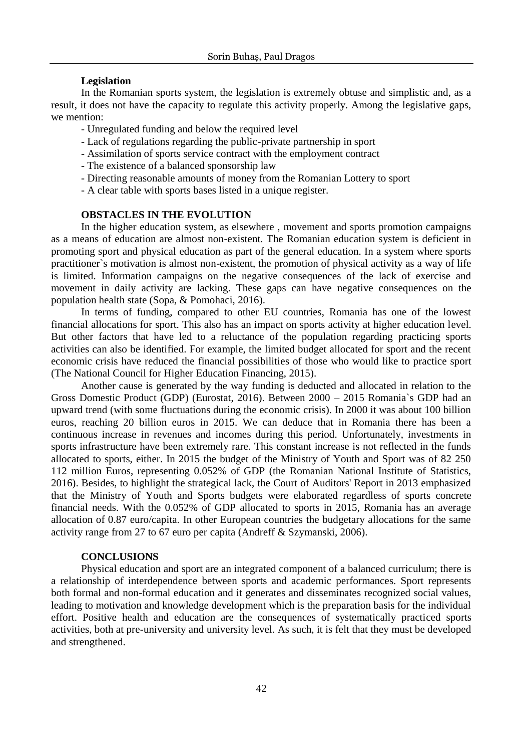**Legislation**

In the Romanian sports system, the legislation is extremely obtuse and simplistic and, as a result, it does not have the capacity to regulate this activity properly. Among the legislative gaps, we mention:

- Unregulated funding and below the required level
- Lack of regulations regarding the public-private partnership in sport
- Assimilation of sports service contract with the employment contract
- The existence of a balanced sponsorship law
- Directing reasonable amounts of money from the Romanian Lottery to sport
- A clear table with sports bases listed in a unique register.

**OBSTACLES IN THE EVOLUTION**

In the higher education system, as elsewhere , movement and sports promotion campaigns as a means of education are almost non-existent. The Romanian education system is deficient in promoting sport and physical education as part of the general education. In a system where sports practitioner`s motivation is almost non-existent, the promotion of physical activity as a way of life is limited. Information campaigns on the negative consequences of the lack of exercise and movement in daily activity are lacking. These gaps can have negative consequences on the population health state (Sopa, & Pomohaci, 2016).

In terms of funding, compared to other EU countries, Romania has one of the lowest financial allocations for sport. This also has an impact on sports activity at higher education level. But other factors that have led to a reluctance of the population regarding practicing sports activities can also be identified. For example, the limited budget allocated for sport and the recent economic crisis have reduced the financial possibilities of those who would like to practice sport (The National Council for Higher Education Financing, 2015).

Another cause is generated by the way funding is deducted and allocated in relation to the Gross Domestic Product (GDP) (Eurostat, 2016). Between 2000 – 2015 Romania`s GDP had an upward trend (with some fluctuations during the economic crisis). In 2000 it was about 100 billion euros, reaching 20 billion euros in 2015. We can deduce that in Romania there has been a continuous increase in revenues and incomes during this period. Unfortunately, investments in sports infrastructure have been extremely rare. This constant increase is not reflected in the funds allocated to sports, either. In 2015 the budget of the Ministry of Youth and Sport was of 82 250 112 million Euros, representing 0.052% of GDP (the Romanian National Institute of Statistics, 2016). Besides, to highlight the strategical lack, the Court of Auditors' Report in 2013 emphasized that the Ministry of Youth and Sports budgets were elaborated regardless of sports concrete financial needs. With the 0.052% of GDP allocated to sports in 2015, Romania has an average allocation of 0.87 euro/capita. In other European countries the budgetary allocations for the same activity range from 27 to 67 euro per capita (Andreff & Szymanski, 2006).

**CONCLUSIONS**

Physical education and sport are an integrated component of a balanced curriculum; there is a relationship of interdependence between sports and academic performances. Sport represents both formal and non-formal education and it generates and disseminates recognized social values, leading to motivation and knowledge development which is the preparation basis for the individual effort. Positive health and education are the consequences of systematically practiced sports activities, both at pre-university and university level. As such, it is felt that they must be developed and strengthened.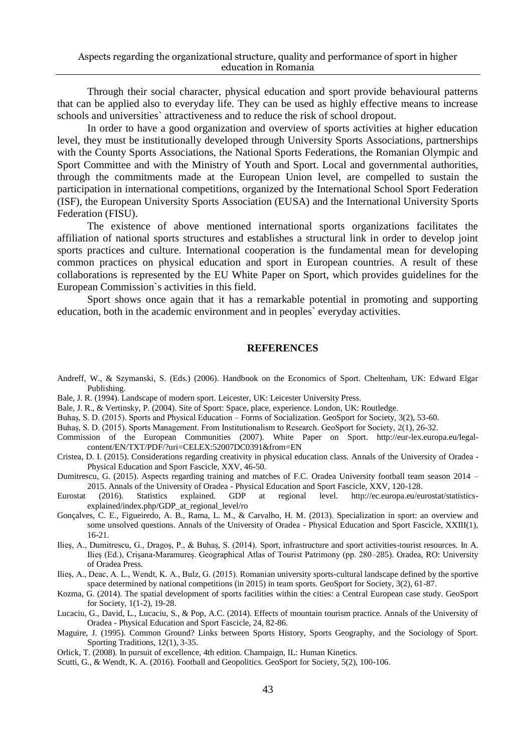Through their social character, physical education and sport provide behavioural patterns that can be applied also to everyday life. They can be used as highly effective means to increase schools and universities` attractiveness and to reduce the risk of school dropout.

In order to have a good organization and overview of sports activities at higher education level, they must be institutionally developed through University Sports Associations, partnerships with the County Sports Associations, the National Sports Federations, the Romanian Olympic and Sport Committee and with the Ministry of Youth and Sport. Local and governmental authorities, through the commitments made at the European Union level, are compelled to sustain the participation in international competitions, organized by the International School Sport Federation (ISF), the European University Sports Association (EUSA) and the International University Sports Federation (FISU).

The existence of above mentioned international sports organizations facilitates the affiliation of national sports structures and establishes a structural link in order to develop joint sports practices and culture. International cooperation is the fundamental mean for developing common practices on physical education and sport in European countries. A result of these collaborations is represented by the EU White Paper on Sport, which provides guidelines for the European Commission`s activities in this field.

Sport shows once again that it has a remarkable potential in promoting and supporting education, both in the academic environment and in peoples` everyday activities.

## REFERENCES

Andreff, W., & Szymanski, S. (Eds.) (2006). Handbook on the Economics of Sport. Cheltenham, UK: Edward Elgar Publishing.

Bale, J. R. (1994). Landscape of modern sport. Leicester, UK: Leicester University Press.

Bale, J. R., & Vertinsky, P. (2004). Site of Sport: Space, place, experience. London, UK: Routledge.

Buhaș, S. D. (2015). Sports and Physical Education – Forms of Socialization. GeoSport for Society, 3(2), 53-60.

Buhaș, S. D. (2015). Sports Management. From Institutionalism to Research. GeoSport for Society, 2(1), 26-32.

Commission of the European Communities (2007). White Paper on Sport. http://eur-lex.europa.eu/legal-content/EN/TXT/PDF/?uri=CELEX:52007DC0391&from=EN

Cristea, D. I. (2015). Considerations regarding creativity in physical education class. Annals of the University of Oradea - Physical Education and Sport Fascicle, XXV, 46-50.

Dumitrescu, G. (2015). Aspects regarding training and matches of F.C. Oradea University football team season 2014 – 2015. Annals of the University of Oradea - Physical Education and Sport Fascicle, XXV, 120-128.

Eurostat (2016). Statistics explained. GDP at regional level. http://ec.europa.eu/eurostat/statistics-explained/index.php/GDP_at_regional_level/ro

Gonçalves, C. E., Figueiredo, A. B., Rama, L. M., & Carvalho, H. M. (2013). Specialization in sport: an overview and some unsolved questions. Annals of the University of Oradea - Physical Education and Sport Fascicle, XXIII(1), 16-21.

Ilieș, A., Dumitrescu, G., Dragoș, P., & Buhaș, S. (2014). Sport, infrastructure and sport activities-tourist resources. In A. Ilieș (Ed.), Crișana-Maramureș. Geographical Atlas of Tourist Patrimony (pp. 280–285). Oradea, RO: University of Oradea Press.

Ilieș, A., Deac, A. L., Wendt, K. A., Bulz, G. (2015). Romanian university sports-cultural landscape defined by the sportive space determined by national competitions (in 2015) in team sports. GeoSport for Society, 3(2), 61-87.

Kozma, G. (2014). The spatial development of sports facilities within the cities: a Central European case study. GeoSport for Society, 1(1-2), 19-28.

Lucaciu, G., David, L., Lucaciu, S., & Pop, A.C. (2014). Effects of mountain tourism practice. Annals of the University of Oradea - Physical Education and Sport Fascicle, 24, 82-86.

Maguire, J. (1995). Common Ground? Links between Sports History, Sports Geography, and the Sociology of Sport. Sporting Traditions, 12(1), 3-35.

Orlick, T. (2008). In pursuit of excellence, 4th edition. Champaign, IL: Human Kinetics.

Scutti, G., & Wendt, K. A. (2016). Football and Geopolitics. GeoSport for Society, 5(2), 100-106.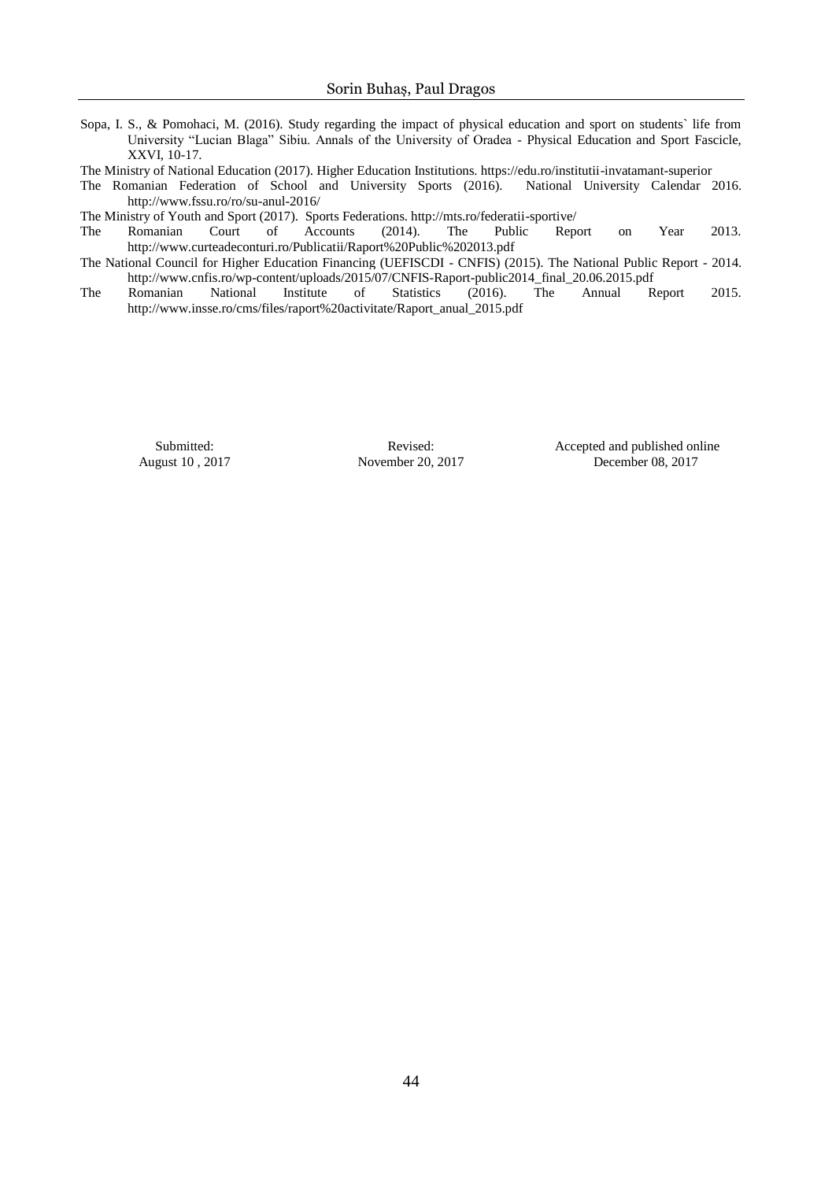Sopa, I. S., & Pomohaci, M. (2016). Study regarding the impact of physical education and sport on students` life from University "Lucian Blaga" Sibiu. Annals of the University of Oradea - Physical Education and Sport Fascicle, XXVI, 10-17.

The Ministry of National Education (2017). Higher Education Institutions. https://edu.ro/institutii-invatamant-superior

The Romanian Federation of School and University Sports (2016). National University Calendar 2016. http://www.fssu.ro/ro/su-anul-2016/

The Ministry of Youth and Sport (2017). Sports Federations. http://mts.ro/federatii-sportive/

The Romanian Court of Accounts (2014). The Public Report on Year 2013. http://www.curteadeconturi.ro/Publicatii/Raport%20Public%202013.pdf

The National Council for Higher Education Financing (UEFISCDI - CNFIS) (2015). The National Public Report - 2014. http://www.cnfis.ro/wp-content/uploads/2015/07/CNFIS-Raport-public2014_final_20.06.2015.pdf

The Romanian National Institute of Statistics (2016). The Annual Report 2015. http://www.insse.ro/cms/files/raport%20activitate/Raport_anual_2015.pdf

Submitted: August 10 , 2017 | Revised: November 20, 2017 | Accepted and published online December 08, 2017